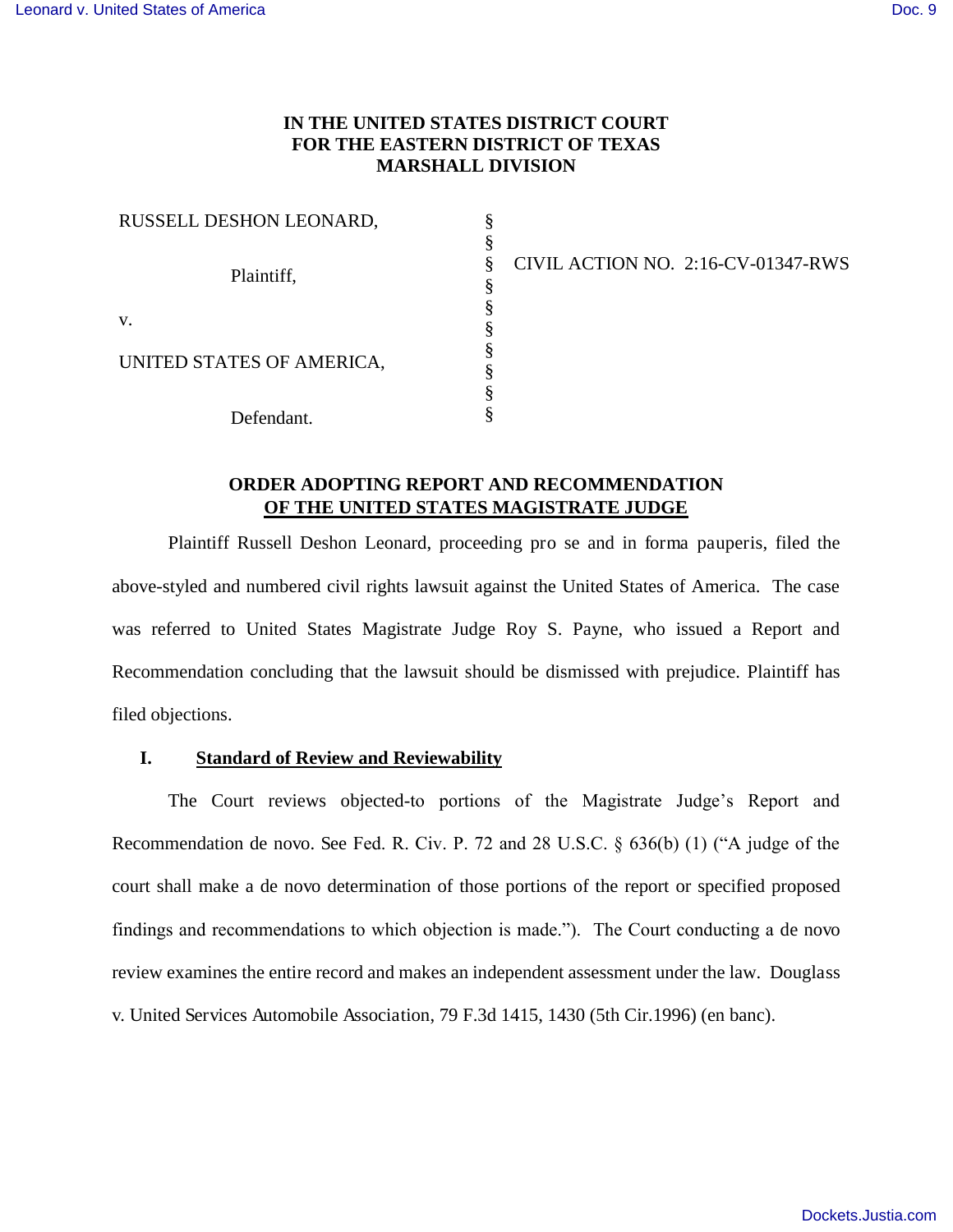**IN THE UNITED STATES DISTRICT COURT**
**FOR THE EASTERN DISTRICT OF TEXAS**
**MARSHALL DIVISION**

| | | |
|---|---|---|
| RUSSELL DESHON LEONARD, | § | |
| | § | |
| Plaintiff, | § | CIVIL ACTION NO. 2:16-CV-01347-RWS |
| | § | |
| v. | § | |
| | § | |
| UNITED STATES OF AMERICA, | § | |
| | § | |
| | § | |
| Defendant. | § | |

**ORDER ADOPTING REPORT AND RECOMMENDATION**
**OF THE UNITED STATES MAGISTRATE JUDGE**

Plaintiff Russell Deshon Leonard, proceeding pro se and in forma pauperis, filed the above-styled and numbered civil rights lawsuit against the United States of America. The case was referred to United States Magistrate Judge Roy S. Payne, who issued a Report and Recommendation concluding that the lawsuit should be dismissed with prejudice. Plaintiff has filed objections.

## I. Standard of Review and Reviewability

The Court reviews objected-to portions of the Magistrate Judge's Report and Recommendation de novo. See Fed. R. Civ. P. 72 and 28 U.S.C. § 636(b) (1) ("A judge of the court shall make a de novo determination of those portions of the report or specified proposed findings and recommendations to which objection is made."). The Court conducting a de novo review examines the entire record and makes an independent assessment under the law. Douglass v. United Services Automobile Association, 79 F.3d 1415, 1430 (5th Cir.1996) (en banc).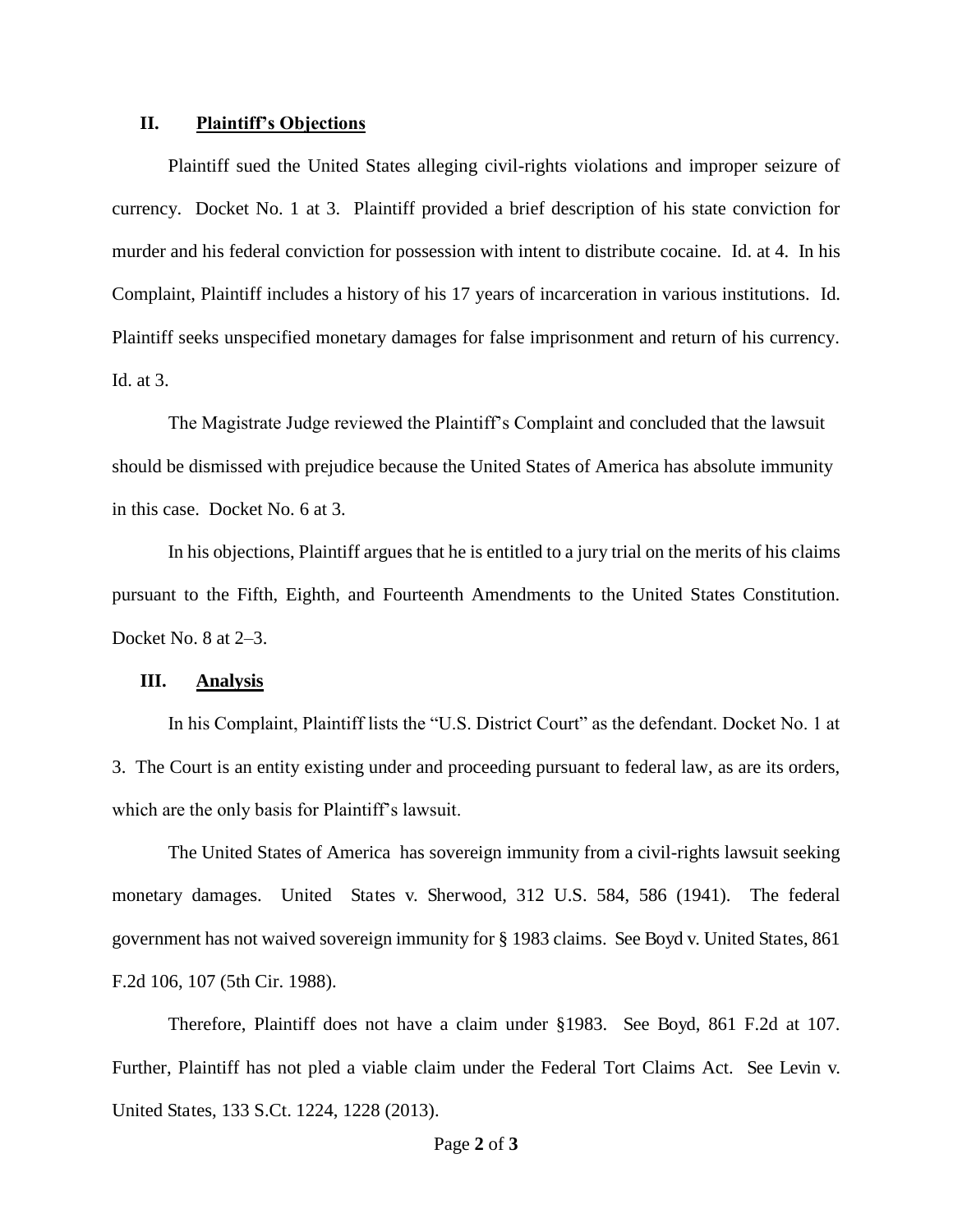## II. Plaintiff's Objections

Plaintiff sued the United States alleging civil-rights violations and improper seizure of currency. Docket No. 1 at 3. Plaintiff provided a brief description of his state conviction for murder and his federal conviction for possession with intent to distribute cocaine. Id. at 4. In his Complaint, Plaintiff includes a history of his 17 years of incarceration in various institutions. Id. Plaintiff seeks unspecified monetary damages for false imprisonment and return of his currency. Id. at 3.

The Magistrate Judge reviewed the Plaintiff's Complaint and concluded that the lawsuit should be dismissed with prejudice because the United States of America has absolute immunity in this case. Docket No. 6 at 3.

In his objections, Plaintiff argues that he is entitled to a jury trial on the merits of his claims pursuant to the Fifth, Eighth, and Fourteenth Amendments to the United States Constitution. Docket No. 8 at 2–3.

## III. Analysis

In his Complaint, Plaintiff lists the "U.S. District Court" as the defendant. Docket No. 1 at 3. The Court is an entity existing under and proceeding pursuant to federal law, as are its orders, which are the only basis for Plaintiff's lawsuit.

The United States of America has sovereign immunity from a civil-rights lawsuit seeking monetary damages. United States v. Sherwood, 312 U.S. 584, 586 (1941). The federal government has not waived sovereign immunity for § 1983 claims. See Boyd v. United States, 861 F.2d 106, 107 (5th Cir. 1988).

Therefore, Plaintiff does not have a claim under §1983. See Boyd, 861 F.2d at 107. Further, Plaintiff has not pled a viable claim under the Federal Tort Claims Act. See Levin v. United States, 133 S.Ct. 1224, 1228 (2013).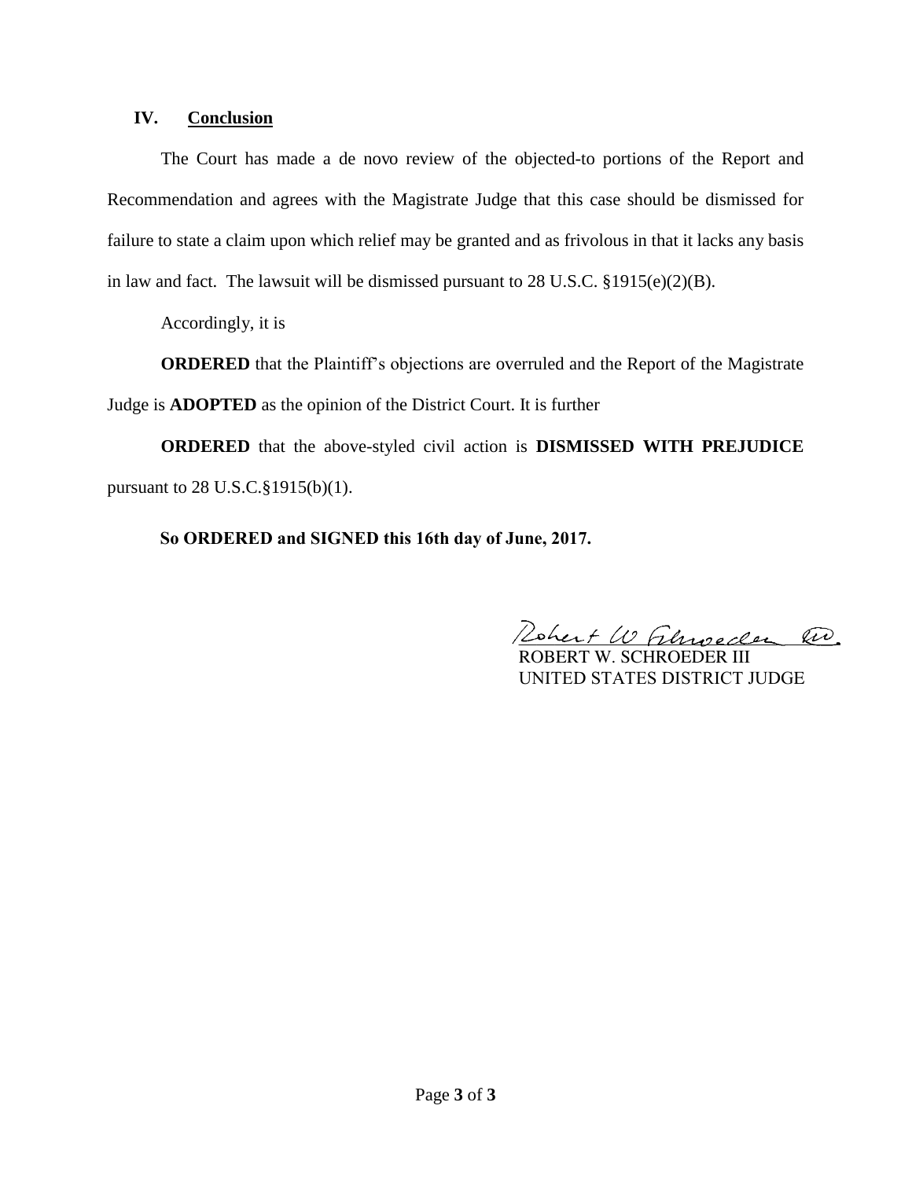## IV. Conclusion

The Court has made a de novo review of the objected-to portions of the Report and Recommendation and agrees with the Magistrate Judge that this case should be dismissed for failure to state a claim upon which relief may be granted and as frivolous in that it lacks any basis in law and fact. The lawsuit will be dismissed pursuant to 28 U.S.C. §1915(e)(2)(B).

Accordingly, it is

**ORDERED** that the Plaintiff's objections are overruled and the Report of the Magistrate Judge is **ADOPTED** as the opinion of the District Court. It is further

**ORDERED** that the above-styled civil action is **DISMISSED WITH PREJUDICE** pursuant to 28 U.S.C.§1915(b)(1).

**So ORDERED and SIGNED this 16th day of June, 2017.**

ROBERT W. SCHROEDER III
UNITED STATES DISTRICT JUDGE